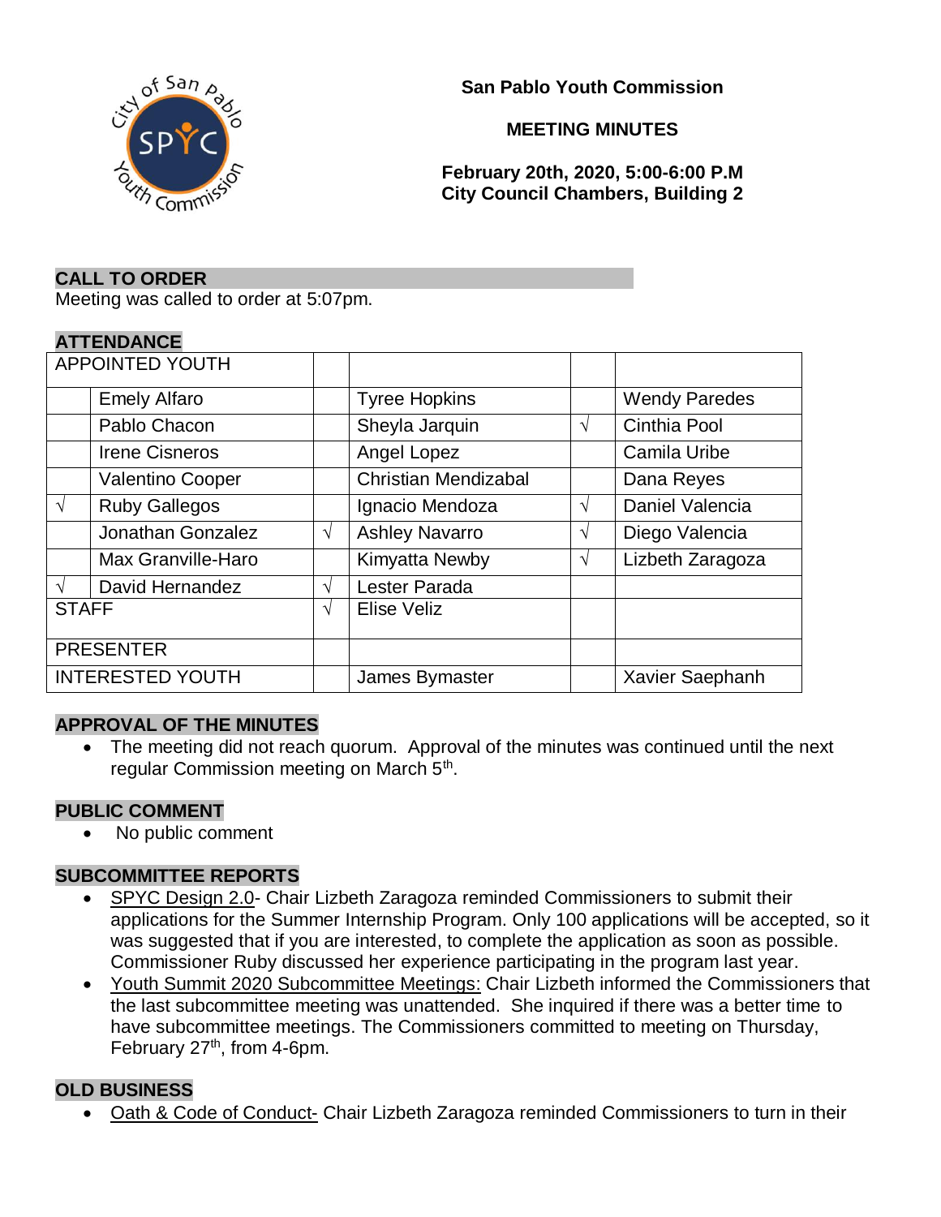**San Pablo Youth Commission**

**MEETING MINUTES**

**February 20th, 2020, 5:00-6:00 P.M**
**City Council Chambers, Building 2**

## CALL TO ORDER

Meeting was called to order at 5:07pm.

## ATTENDANCE

| APPOINTED YOUTH | | | | | |
|---|---|---|---|---|---|
| | Emely Alfaro | | Tyree Hopkins | | Wendy Paredes |
| | Pablo Chacon | | Sheyla Jarquin | √ | Cinthia Pool |
| | Irene Cisneros | | Angel Lopez | | Camila Uribe |
| | Valentino Cooper | | Christian Mendizabal | | Dana Reyes |
| √ | Ruby Gallegos | | Ignacio Mendoza | √ | Daniel Valencia |
| | Jonathan Gonzalez | √ | Ashley Navarro | √ | Diego Valencia |
| | Max Granville-Haro | | Kimyatta Newby | √ | Lizbeth Zaragoza |
| √ | David Hernandez | √ | Lester Parada | | |
| STAFF | | √ | Elise Veliz | | |
| PRESENTER | | | | | |
| INTERESTED YOUTH | | | James Bymaster | | Xavier Saephanh |

## APPROVAL OF THE MINUTES

- The meeting did not reach quorum. Approval of the minutes was continued until the next regular Commission meeting on March 5th.

## PUBLIC COMMENT

- No public comment

## SUBCOMMITTEE REPORTS

- SPYC Design 2.0- Chair Lizbeth Zaragoza reminded Commissioners to submit their applications for the Summer Internship Program. Only 100 applications will be accepted, so it was suggested that if you are interested, to complete the application as soon as possible. Commissioner Ruby discussed her experience participating in the program last year.
- Youth Summit 2020 Subcommittee Meetings: Chair Lizbeth informed the Commissioners that the last subcommittee meeting was unattended. She inquired if there was a better time to have subcommittee meetings. The Commissioners committed to meeting on Thursday, February 27th, from 4-6pm.

## OLD BUSINESS

- Oath & Code of Conduct- Chair Lizbeth Zaragoza reminded Commissioners to turn in their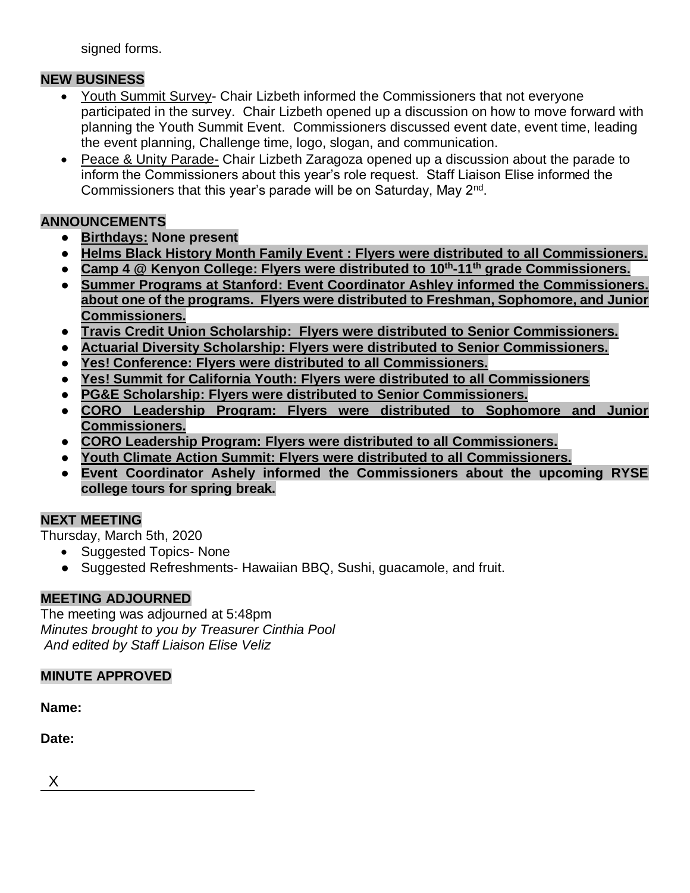signed forms.

## NEW BUSINESS

- Youth Summit Survey- Chair Lizbeth informed the Commissioners that not everyone participated in the survey. Chair Lizbeth opened up a discussion on how to move forward with planning the Youth Summit Event. Commissioners discussed event date, event time, leading the event planning, Challenge time, logo, slogan, and communication.
- Peace & Unity Parade- Chair Lizbeth Zaragoza opened up a discussion about the parade to inform the Commissioners about this year's role request. Staff Liaison Elise informed the Commissioners that this year's parade will be on Saturday, May 2nd.

## ANNOUNCEMENTS

- **Birthdays: None present**
- **Helms Black History Month Family Event : Flyers were distributed to all Commissioners.**
- **Camp 4 @ Kenyon College: Flyers were distributed to 10th-11th grade Commissioners.**
- **Summer Programs at Stanford: Event Coordinator Ashley informed the Commissioners. about one of the programs. Flyers were distributed to Freshman, Sophomore, and Junior Commissioners.**
- **Travis Credit Union Scholarship: Flyers were distributed to Senior Commissioners.**
- **Actuarial Diversity Scholarship: Flyers were distributed to Senior Commissioners.**
- **Yes! Conference: Flyers were distributed to all Commissioners.**
- **Yes! Summit for California Youth: Flyers were distributed to all Commissioners**
- **PG&E Scholarship: Flyers were distributed to Senior Commissioners.**
- **CORO Leadership Program: Flyers were distributed to Sophomore and Junior Commissioners.**
- **CORO Leadership Program: Flyers were distributed to all Commissioners.**
- **Youth Climate Action Summit: Flyers were distributed to all Commissioners.**
- **Event Coordinator Ashely informed the Commissioners about the upcoming RYSE college tours for spring break.**

## NEXT MEETING

Thursday, March 5th, 2020

- Suggested Topics- None
- Suggested Refreshments- Hawaiian BBQ, Sushi, guacamole, and fruit.

## MEETING ADJOURNED

The meeting was adjourned at 5:48pm
*Minutes brought to you by Treasurer Cinthia Pool*
*And edited by Staff Liaison Elise Veliz*

## MINUTE APPROVED

**Name:**

**Date:**

X ________________________